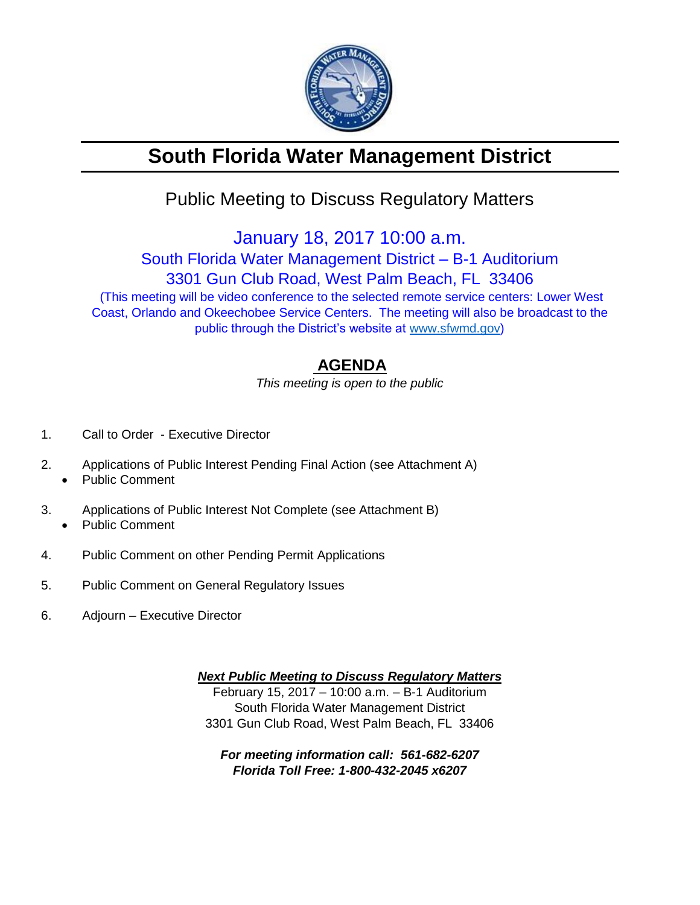# South Florida Water Management District

## Public Meeting to Discuss Regulatory Matters

January 18, 2017 10:00 a.m.
South Florida Water Management District – B-1 Auditorium
3301 Gun Club Road, West Palm Beach, FL 33406

(This meeting will be video conference to the selected remote service centers: Lower West Coast, Orlando and Okeechobee Service Centers. The meeting will also be broadcast to the public through the District's website at www.sfwmd.gov)

## AGENDA

*This meeting is open to the public*

1. Call to Order - Executive Director
2. Applications of Public Interest Pending Final Action (see Attachment A)
   - Public Comment
3. Applications of Public Interest Not Complete (see Attachment B)
   - Public Comment
4. Public Comment on other Pending Permit Applications
5. Public Comment on General Regulatory Issues
6. Adjourn – Executive Director

***Next Public Meeting to Discuss Regulatory Matters***
February 15, 2017 – 10:00 a.m. – B-1 Auditorium
South Florida Water Management District
3301 Gun Club Road, West Palm Beach, FL 33406

***For meeting information call: 561-682-6207***
***Florida Toll Free: 1-800-432-2045 x6207***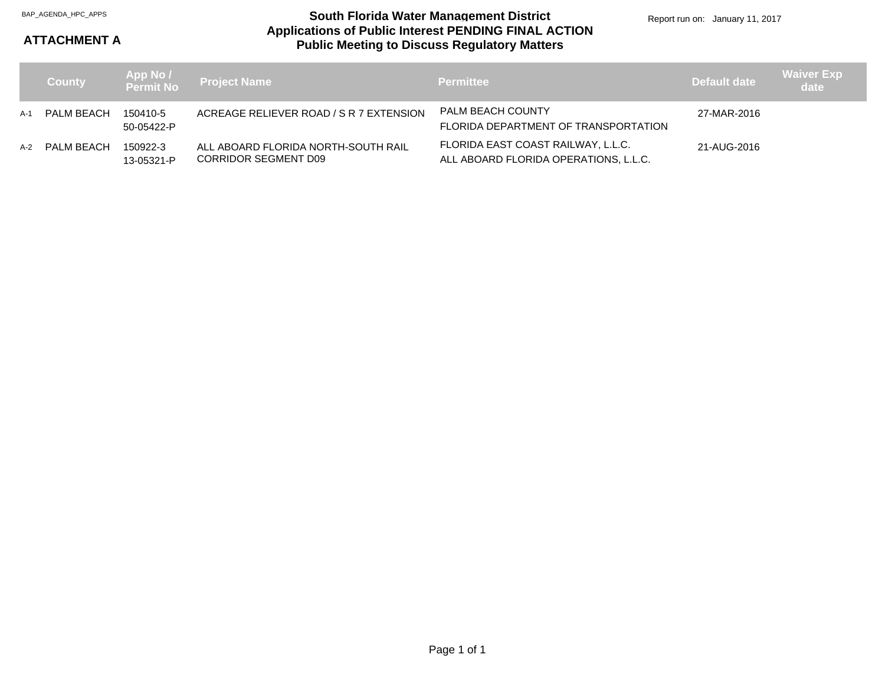BAP_AGENDA_HPC_APPS

**ATTACHMENT A**

# South Florida Water Management District
## Applications of Public Interest PENDING FINAL ACTION
## Public Meeting to Discuss Regulatory Matters

Report run on: January 11, 2017

| | County | App No / Permit No | Project Name | Permittee | Default date | Waiver Exp date |
|---|---|---|---|---|---|---|
| A-1 | PALM BEACH | 150410-5<br>50-05422-P | ACREAGE RELIEVER ROAD / S R 7 EXTENSION | PALM BEACH COUNTY<br>FLORIDA DEPARTMENT OF TRANSPORTATION | 27-MAR-2016 | |
| A-2 | PALM BEACH | 150922-3<br>13-05321-P | ALL ABOARD FLORIDA NORTH-SOUTH RAIL CORRIDOR SEGMENT D09 | FLORIDA EAST COAST RAILWAY, L.L.C.<br>ALL ABOARD FLORIDA OPERATIONS, L.L.C. | 21-AUG-2016 | |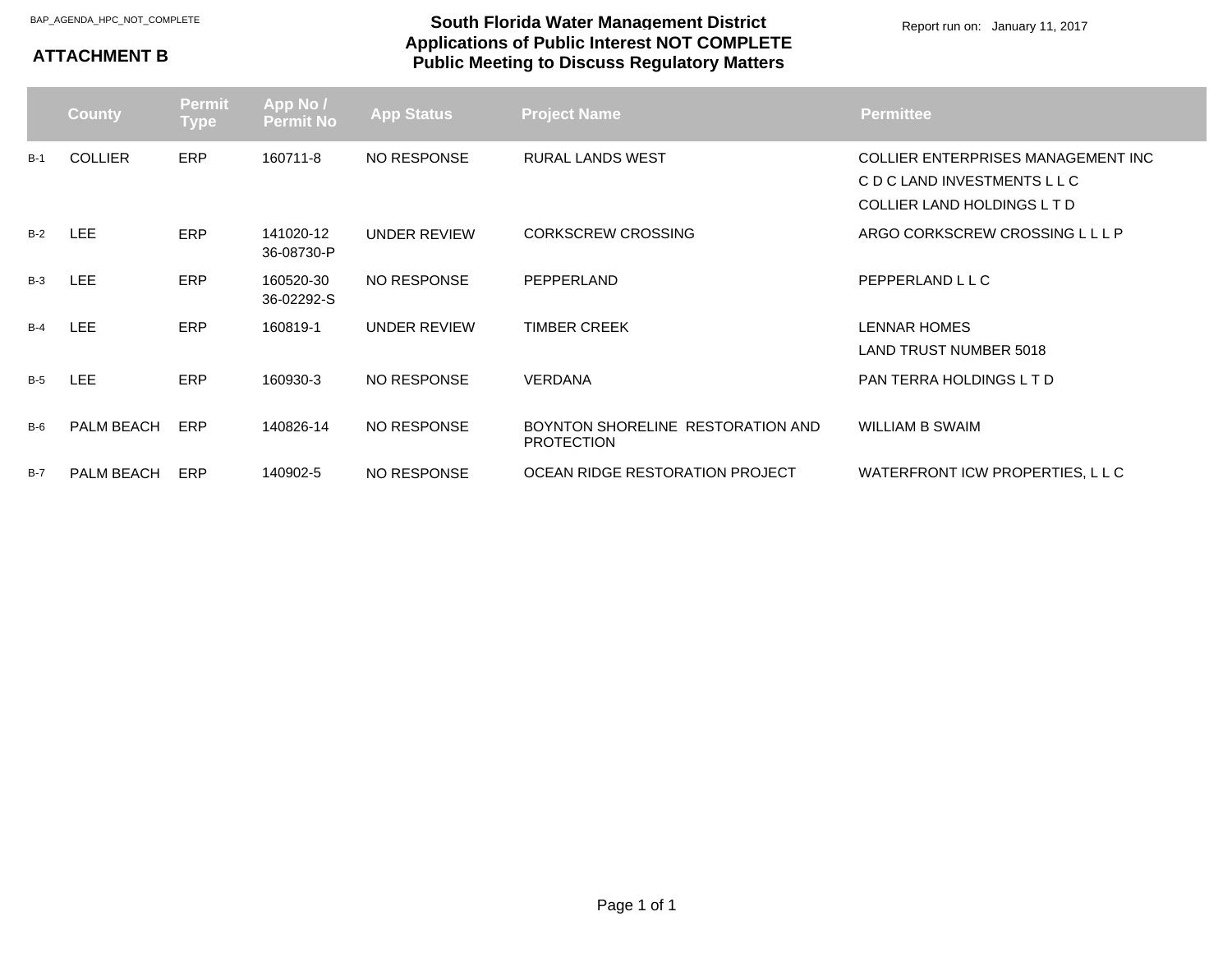BAP_AGENDA_HPC_NOT_COMPLETE

**ATTACHMENT B**

# South Florida Water Management District
## Applications of Public Interest NOT COMPLETE
## Public Meeting to Discuss Regulatory Matters

Report run on: January 11, 2017

| | County | Permit Type | App No / Permit No | App Status | Project Name | Permittee |
|---|---|---|---|---|---|---|
| B-1 | COLLIER | ERP | 160711-8 | NO RESPONSE | RURAL LANDS WEST | COLLIER ENTERPRISES MANAGEMENT INC<br>C D C LAND INVESTMENTS L L C<br>COLLIER LAND HOLDINGS L T D |
| B-2 | LEE | ERP | 141020-12<br>36-08730-P | UNDER REVIEW | CORKSCREW CROSSING | ARGO CORKSCREW CROSSING L L L P |
| B-3 | LEE | ERP | 160520-30<br>36-02292-S | NO RESPONSE | PEPPERLAND | PEPPERLAND L L C |
| B-4 | LEE | ERP | 160819-1 | UNDER REVIEW | TIMBER CREEK | LENNAR HOMES<br>LAND TRUST NUMBER 5018 |
| B-5 | LEE | ERP | 160930-3 | NO RESPONSE | VERDANA | PAN TERRA HOLDINGS L T D |
| B-6 | PALM BEACH | ERP | 140826-14 | NO RESPONSE | BOYNTON SHORELINE RESTORATION AND PROTECTION | WILLIAM B SWAIM |
| B-7 | PALM BEACH | ERP | 140902-5 | NO RESPONSE | OCEAN RIDGE RESTORATION PROJECT | WATERFRONT ICW PROPERTIES, L L C |